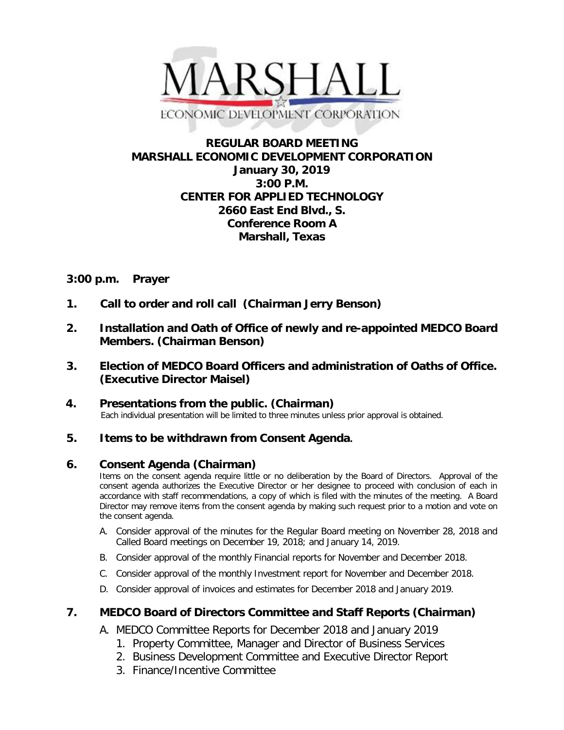MARSHALL

ECONOMIC DEVELOPMENT CORPORATION

**REGULAR BOARD MEETING**
**MARSHALL ECONOMIC DEVELOPMENT CORPORATION**
**January 30, 2019**
**3:00 P.M.**
**CENTER FOR APPLIED TECHNOLOGY**
**2660 East End Blvd., S.**
**Conference Room A**
**Marshall, Texas**

**3:00 p.m. Prayer**

**1. Call to order and roll call (Chairman Jerry Benson)**

**2. Installation and Oath of Office of newly and re-appointed MEDCO Board Members. (Chairman Benson)**

**3. Election of MEDCO Board Officers and administration of Oaths of Office. (Executive Director Maisel)**

**4. Presentations from the public. (Chairman)**

Each individual presentation will be limited to three minutes unless prior approval is obtained.

**5. Items to be withdrawn from Consent Agenda.**

**6. Consent Agenda (Chairman)**

Items on the consent agenda require little or no deliberation by the Board of Directors. Approval of the consent agenda authorizes the Executive Director or her designee to proceed with conclusion of each in accordance with staff recommendations, a copy of which is filed with the minutes of the meeting. A Board Director may remove items from the consent agenda by making such request prior to a motion and vote on the consent agenda.

A. Consider approval of the minutes for the Regular Board meeting on November 28, 2018 and Called Board meetings on December 19, 2018; and January 14, 2019.

B. Consider approval of the monthly Financial reports for November and December 2018.

C. Consider approval of the monthly Investment report for November and December 2018.

D. Consider approval of invoices and estimates for December 2018 and January 2019.

**7. MEDCO Board of Directors Committee and Staff Reports (Chairman)**

A. MEDCO Committee Reports for December 2018 and January 2019

1. Property Committee, Manager and Director of Business Services
2. Business Development Committee and Executive Director Report
3. Finance/Incentive Committee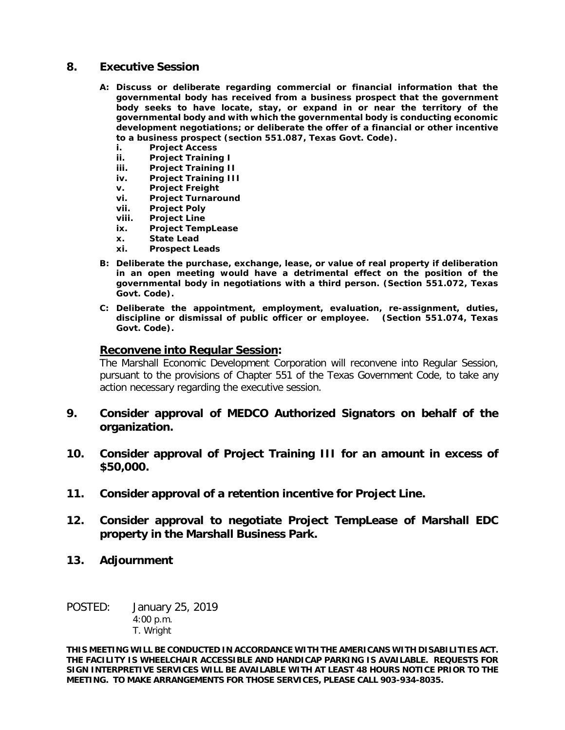## 8. Executive Session

**A: Discuss or deliberate regarding commercial or financial information that the governmental body has received from a business prospect that the government body seeks to have locate, stay, or expand in or near the territory of the governmental body and with which the governmental body is conducting economic development negotiations; or deliberate the offer of a financial or other incentive to a business prospect (section 551.087, Texas Govt. Code).**

- **i. Project Access**
- **ii. Project Training I**
- **iii. Project Training II**
- **iv. Project Training III**
- **v. Project Freight**
- **vi. Project Turnaround**
- **vii. Project Poly**
- **viii. Project Line**
- **ix. Project TempLease**
- **x. State Lead**
- **xi. Prospect Leads**

**B: Deliberate the purchase, exchange, lease, or value of real property if deliberation in an open meeting would have a detrimental effect on the position of the governmental body in negotiations with a third person. (Section 551.072, Texas Govt. Code).**

**C: Deliberate the appointment, employment, evaluation, re-assignment, duties, discipline or dismissal of public officer or employee. (Section 551.074, Texas Govt. Code).**

**Reconvene into Regular Session:**

The Marshall Economic Development Corporation will reconvene into Regular Session, pursuant to the provisions of Chapter 551 of the Texas Government Code, to take any action necessary regarding the executive session.

## 9. Consider approval of MEDCO Authorized Signators on behalf of the organization.

## 10. Consider approval of Project Training III for an amount in excess of $50,000.

## 11. Consider approval of a retention incentive for Project Line.

## 12. Consider approval to negotiate Project TempLease of Marshall EDC property in the Marshall Business Park.

## 13. Adjournment

POSTED: January 25, 2019
4:00 p.m.
T. Wright

**THIS MEETING WILL BE CONDUCTED IN ACCORDANCE WITH THE AMERICANS WITH DISABILITIES ACT. THE FACILITY IS WHEELCHAIR ACCESSIBLE AND HANDICAP PARKING IS AVAILABLE. REQUESTS FOR SIGN INTERPRETIVE SERVICES WILL BE AVAILABLE WITH AT LEAST 48 HOURS NOTICE PRIOR TO THE MEETING. TO MAKE ARRANGEMENTS FOR THOSE SERVICES, PLEASE CALL 903-934-8035.**